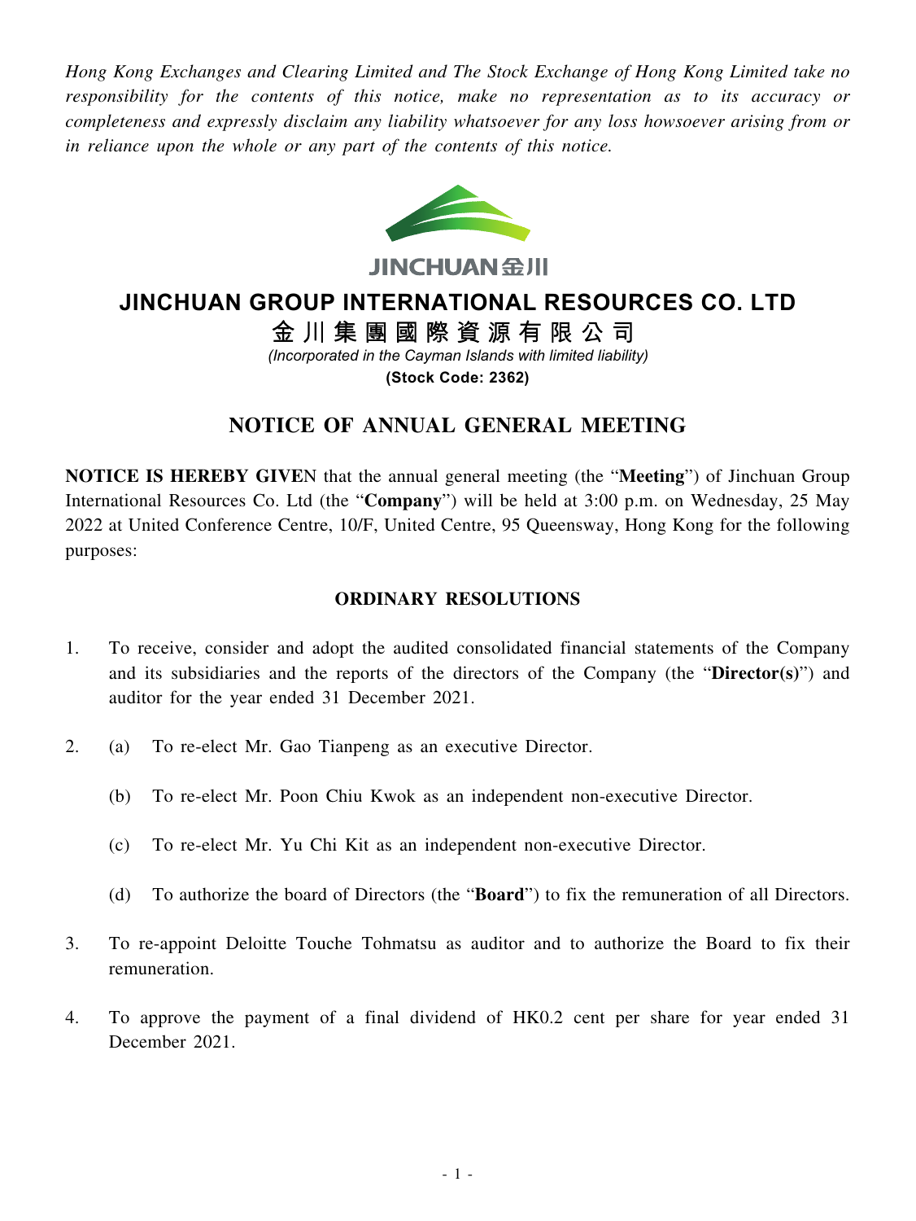*Hong Kong Exchanges and Clearing Limited and The Stock Exchange of Hong Kong Limited take no responsibility for the contents of this notice, make no representation as to its accuracy or completeness and expressly disclaim any liability whatsoever for any loss howsoever arising from or in reliance upon the whole or any part of the contents of this notice.*

JINCHUAN金川

# JINCHUAN GROUP INTERNATIONAL RESOURCES CO. LTD

# 金川集團國際資源有限公司

*(Incorporated in the Cayman Islands with limited liability)*

**(Stock Code: 2362)**

## NOTICE OF ANNUAL GENERAL MEETING

**NOTICE IS HEREBY GIVEN** that the annual general meeting (the "**Meeting**") of Jinchuan Group International Resources Co. Ltd (the "**Company**") will be held at 3:00 p.m. on Wednesday, 25 May 2022 at United Conference Centre, 10/F, United Centre, 95 Queensway, Hong Kong for the following purposes:

### ORDINARY RESOLUTIONS

1. To receive, consider and adopt the audited consolidated financial statements of the Company and its subsidiaries and the reports of the directors of the Company (the "**Director(s)**") and auditor for the year ended 31 December 2021.

2. (a) To re-elect Mr. Gao Tianpeng as an executive Director.

   (b) To re-elect Mr. Poon Chiu Kwok as an independent non-executive Director.

   (c) To re-elect Mr. Yu Chi Kit as an independent non-executive Director.

   (d) To authorize the board of Directors (the "**Board**") to fix the remuneration of all Directors.

3. To re-appoint Deloitte Touche Tohmatsu as auditor and to authorize the Board to fix their remuneration.

4. To approve the payment of a final dividend of HK0.2 cent per share for year ended 31 December 2021.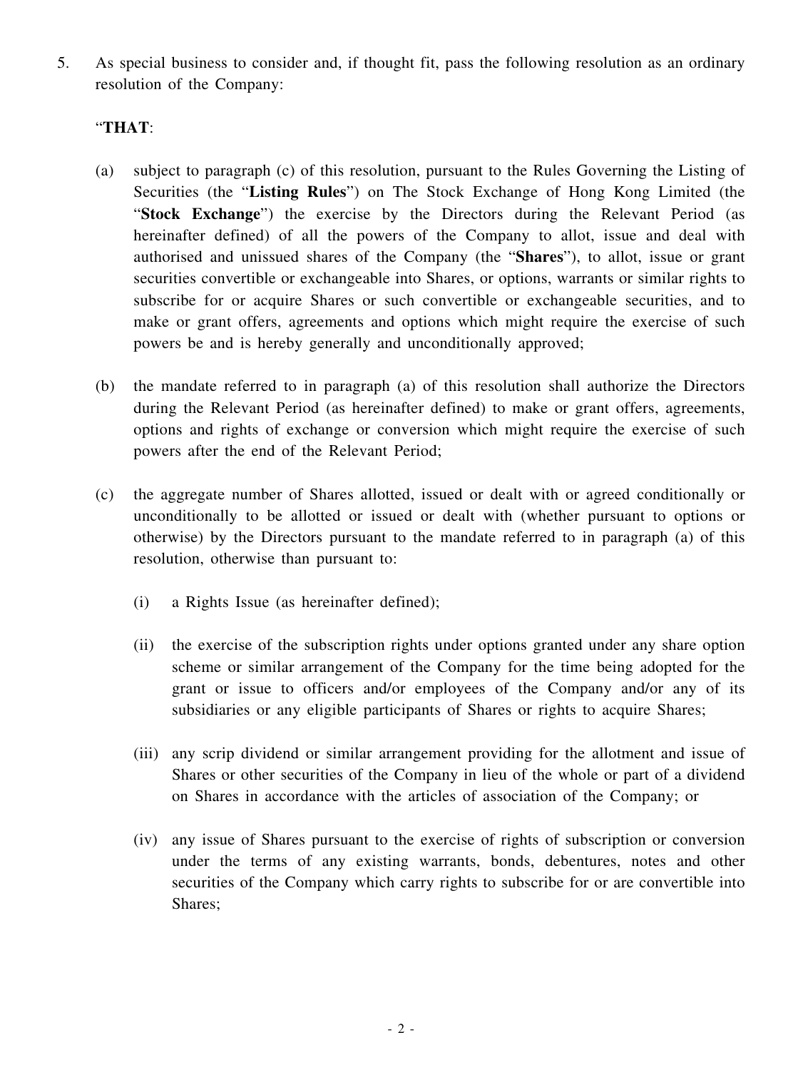5. As special business to consider and, if thought fit, pass the following resolution as an ordinary resolution of the Company:

"**THAT**:

(a) subject to paragraph (c) of this resolution, pursuant to the Rules Governing the Listing of Securities (the "**Listing Rules**") on The Stock Exchange of Hong Kong Limited (the "**Stock Exchange**") the exercise by the Directors during the Relevant Period (as hereinafter defined) of all the powers of the Company to allot, issue and deal with authorised and unissued shares of the Company (the "**Shares**"), to allot, issue or grant securities convertible or exchangeable into Shares, or options, warrants or similar rights to subscribe for or acquire Shares or such convertible or exchangeable securities, and to make or grant offers, agreements and options which might require the exercise of such powers be and is hereby generally and unconditionally approved;

(b) the mandate referred to in paragraph (a) of this resolution shall authorize the Directors during the Relevant Period (as hereinafter defined) to make or grant offers, agreements, options and rights of exchange or conversion which might require the exercise of such powers after the end of the Relevant Period;

(c) the aggregate number of Shares allotted, issued or dealt with or agreed conditionally or unconditionally to be allotted or issued or dealt with (whether pursuant to options or otherwise) by the Directors pursuant to the mandate referred to in paragraph (a) of this resolution, otherwise than pursuant to:

(i) a Rights Issue (as hereinafter defined);

(ii) the exercise of the subscription rights under options granted under any share option scheme or similar arrangement of the Company for the time being adopted for the grant or issue to officers and/or employees of the Company and/or any of its subsidiaries or any eligible participants of Shares or rights to acquire Shares;

(iii) any scrip dividend or similar arrangement providing for the allotment and issue of Shares or other securities of the Company in lieu of the whole or part of a dividend on Shares in accordance with the articles of association of the Company; or

(iv) any issue of Shares pursuant to the exercise of rights of subscription or conversion under the terms of any existing warrants, bonds, debentures, notes and other securities of the Company which carry rights to subscribe for or are convertible into Shares;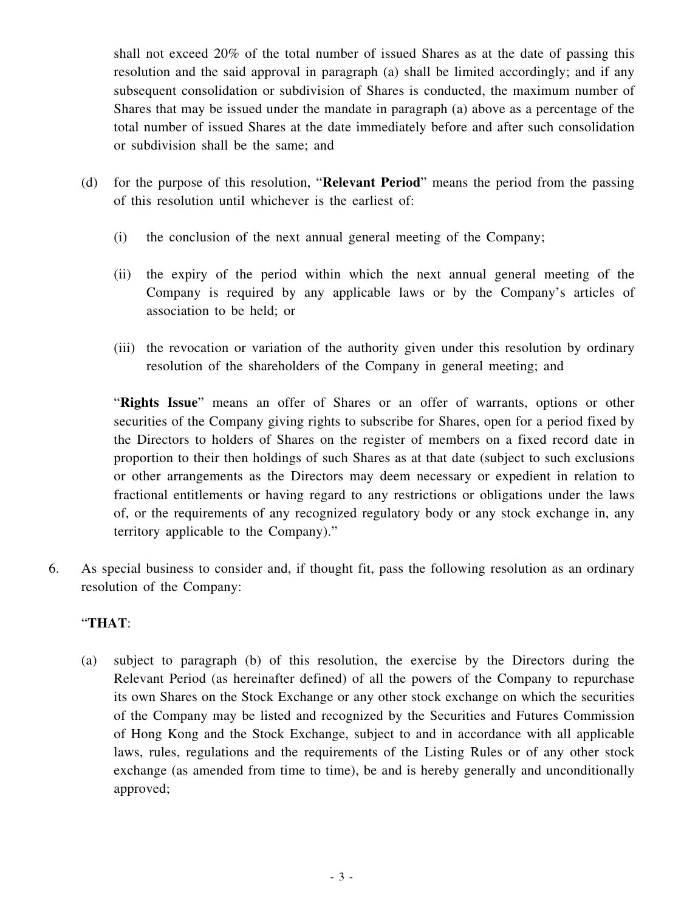shall not exceed 20% of the total number of issued Shares as at the date of passing this resolution and the said approval in paragraph (a) shall be limited accordingly; and if any subsequent consolidation or subdivision of Shares is conducted, the maximum number of Shares that may be issued under the mandate in paragraph (a) above as a percentage of the total number of issued Shares at the date immediately before and after such consolidation or subdivision shall be the same; and

(d) for the purpose of this resolution, "**Relevant Period**" means the period from the passing of this resolution until whichever is the earliest of:

(i) the conclusion of the next annual general meeting of the Company;

(ii) the expiry of the period within which the next annual general meeting of the Company is required by any applicable laws or by the Company's articles of association to be held; or

(iii) the revocation or variation of the authority given under this resolution by ordinary resolution of the shareholders of the Company in general meeting; and

"**Rights Issue**" means an offer of Shares or an offer of warrants, options or other securities of the Company giving rights to subscribe for Shares, open for a period fixed by the Directors to holders of Shares on the register of members on a fixed record date in proportion to their then holdings of such Shares as at that date (subject to such exclusions or other arrangements as the Directors may deem necessary or expedient in relation to fractional entitlements or having regard to any restrictions or obligations under the laws of, or the requirements of any recognized regulatory body or any stock exchange in, any territory applicable to the Company)."

6. As special business to consider and, if thought fit, pass the following resolution as an ordinary resolution of the Company:

"**THAT**:

(a) subject to paragraph (b) of this resolution, the exercise by the Directors during the Relevant Period (as hereinafter defined) of all the powers of the Company to repurchase its own Shares on the Stock Exchange or any other stock exchange on which the securities of the Company may be listed and recognized by the Securities and Futures Commission of Hong Kong and the Stock Exchange, subject to and in accordance with all applicable laws, rules, regulations and the requirements of the Listing Rules or of any other stock exchange (as amended from time to time), be and is hereby generally and unconditionally approved;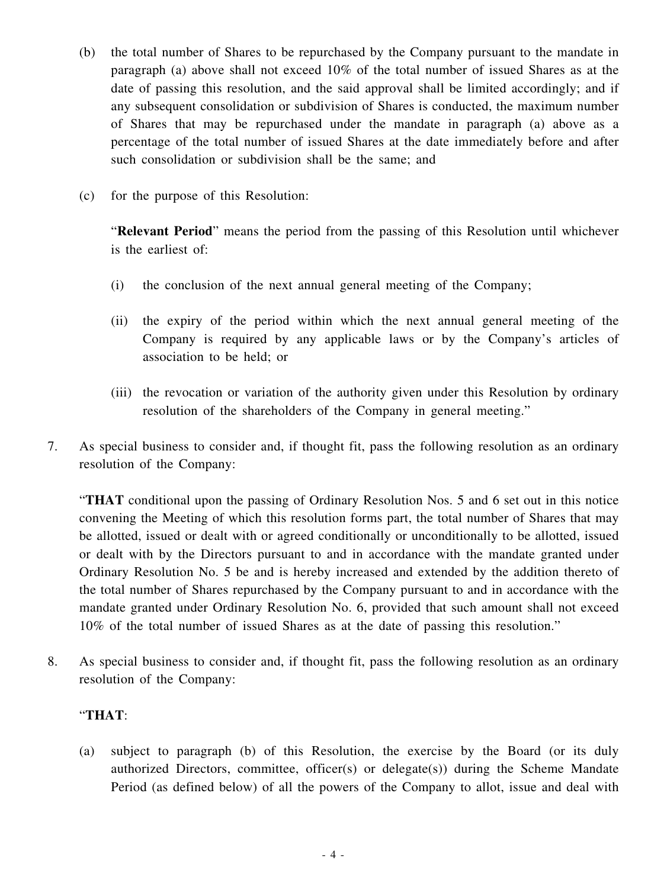(b) the total number of Shares to be repurchased by the Company pursuant to the mandate in paragraph (a) above shall not exceed 10% of the total number of issued Shares as at the date of passing this resolution, and the said approval shall be limited accordingly; and if any subsequent consolidation or subdivision of Shares is conducted, the maximum number of Shares that may be repurchased under the mandate in paragraph (a) above as a percentage of the total number of issued Shares at the date immediately before and after such consolidation or subdivision shall be the same; and

(c) for the purpose of this Resolution:

"**Relevant Period**" means the period from the passing of this Resolution until whichever is the earliest of:

(i) the conclusion of the next annual general meeting of the Company;

(ii) the expiry of the period within which the next annual general meeting of the Company is required by any applicable laws or by the Company's articles of association to be held; or

(iii) the revocation or variation of the authority given under this Resolution by ordinary resolution of the shareholders of the Company in general meeting."

7. As special business to consider and, if thought fit, pass the following resolution as an ordinary resolution of the Company:

"**THAT** conditional upon the passing of Ordinary Resolution Nos. 5 and 6 set out in this notice convening the Meeting of which this resolution forms part, the total number of Shares that may be allotted, issued or dealt with or agreed conditionally or unconditionally to be allotted, issued or dealt with by the Directors pursuant to and in accordance with the mandate granted under Ordinary Resolution No. 5 be and is hereby increased and extended by the addition thereto of the total number of Shares repurchased by the Company pursuant to and in accordance with the mandate granted under Ordinary Resolution No. 6, provided that such amount shall not exceed 10% of the total number of issued Shares as at the date of passing this resolution."

8. As special business to consider and, if thought fit, pass the following resolution as an ordinary resolution of the Company:

"**THAT**:

(a) subject to paragraph (b) of this Resolution, the exercise by the Board (or its duly authorized Directors, committee, officer(s) or delegate(s)) during the Scheme Mandate Period (as defined below) of all the powers of the Company to allot, issue and deal with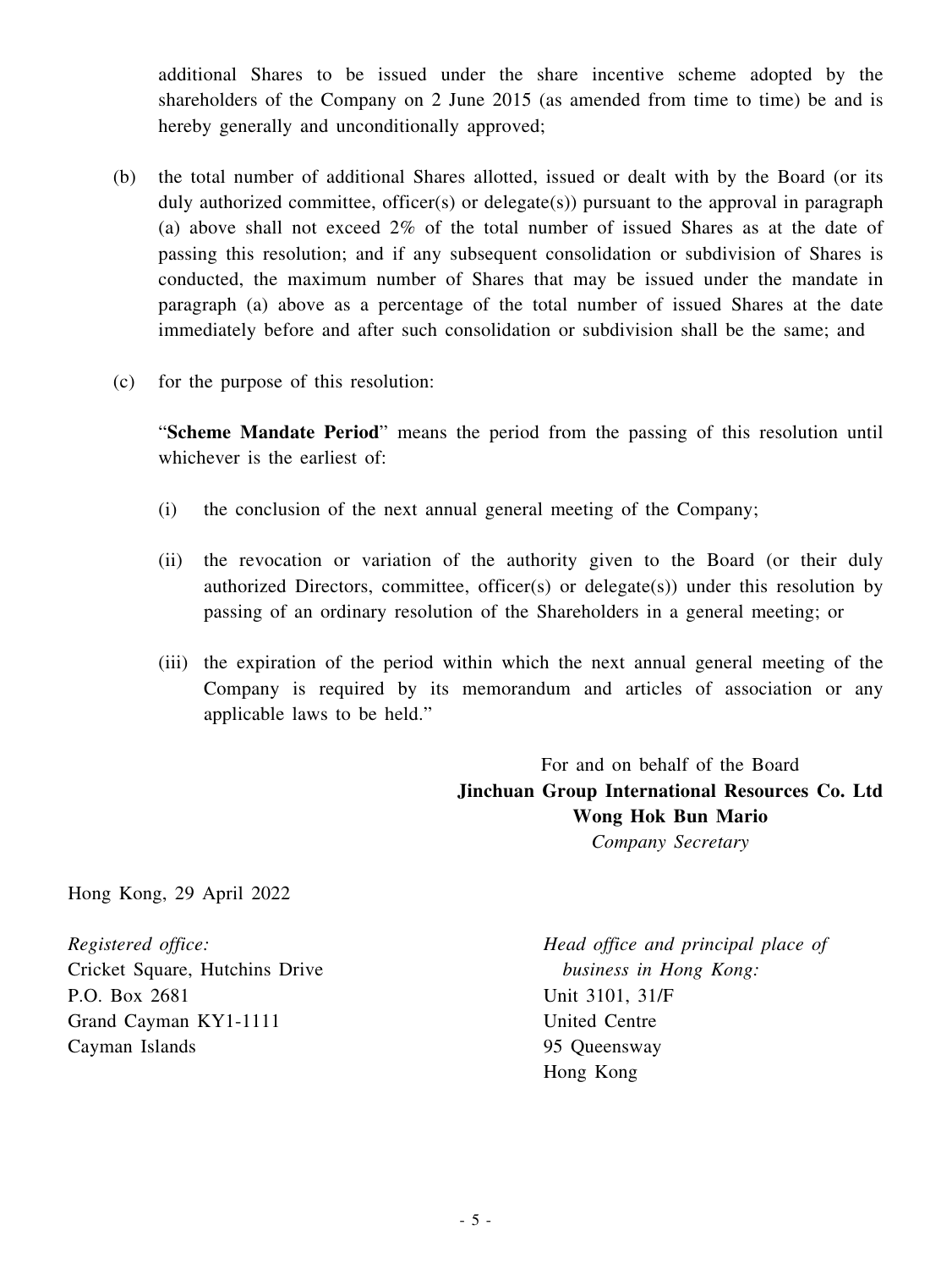additional Shares to be issued under the share incentive scheme adopted by the shareholders of the Company on 2 June 2015 (as amended from time to time) be and is hereby generally and unconditionally approved;

(b) the total number of additional Shares allotted, issued or dealt with by the Board (or its duly authorized committee, officer(s) or delegate(s)) pursuant to the approval in paragraph (a) above shall not exceed 2% of the total number of issued Shares as at the date of passing this resolution; and if any subsequent consolidation or subdivision of Shares is conducted, the maximum number of Shares that may be issued under the mandate in paragraph (a) above as a percentage of the total number of issued Shares at the date immediately before and after such consolidation or subdivision shall be the same; and

(c) for the purpose of this resolution:

"**Scheme Mandate Period**" means the period from the passing of this resolution until whichever is the earliest of:

(i) the conclusion of the next annual general meeting of the Company;

(ii) the revocation or variation of the authority given to the Board (or their duly authorized Directors, committee, officer(s) or delegate(s)) under this resolution by passing of an ordinary resolution of the Shareholders in a general meeting; or

(iii) the expiration of the period within which the next annual general meeting of the Company is required by its memorandum and articles of association or any applicable laws to be held."

For and on behalf of the Board
**Jinchuan Group International Resources Co. Ltd**
**Wong Hok Bun Mario**
*Company Secretary*

Hong Kong, 29 April 2022

*Registered office:*
Cricket Square, Hutchins Drive
P.O. Box 2681
Grand Cayman KY1-1111
Cayman Islands

*Head office and principal place of business in Hong Kong:*
Unit 3101, 31/F
United Centre
95 Queensway
Hong Kong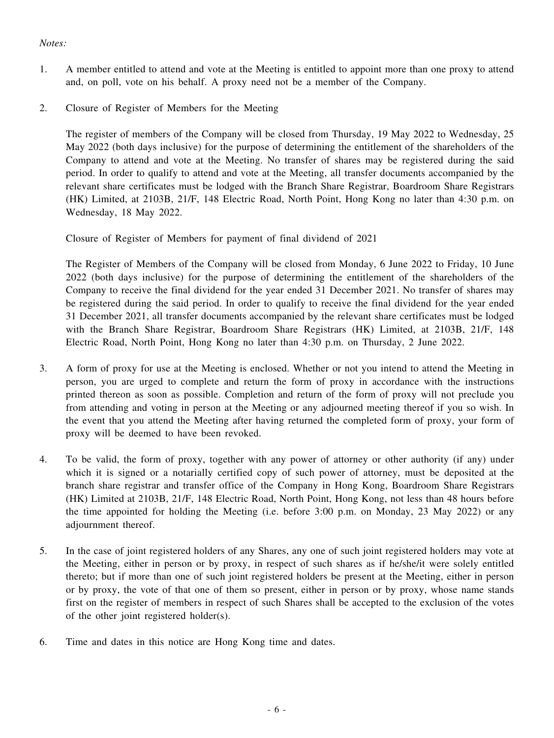*Notes:*

1. A member entitled to attend and vote at the Meeting is entitled to appoint more than one proxy to attend and, on poll, vote on his behalf. A proxy need not be a member of the Company.

2. Closure of Register of Members for the Meeting

   The register of members of the Company will be closed from Thursday, 19 May 2022 to Wednesday, 25 May 2022 (both days inclusive) for the purpose of determining the entitlement of the shareholders of the Company to attend and vote at the Meeting. No transfer of shares may be registered during the said period. In order to qualify to attend and vote at the Meeting, all transfer documents accompanied by the relevant share certificates must be lodged with the Branch Share Registrar, Boardroom Share Registrars (HK) Limited, at 2103B, 21/F, 148 Electric Road, North Point, Hong Kong no later than 4:30 p.m. on Wednesday, 18 May 2022.

   Closure of Register of Members for payment of final dividend of 2021

   The Register of Members of the Company will be closed from Monday, 6 June 2022 to Friday, 10 June 2022 (both days inclusive) for the purpose of determining the entitlement of the shareholders of the Company to receive the final dividend for the year ended 31 December 2021. No transfer of shares may be registered during the said period. In order to qualify to receive the final dividend for the year ended 31 December 2021, all transfer documents accompanied by the relevant share certificates must be lodged with the Branch Share Registrar, Boardroom Share Registrars (HK) Limited, at 2103B, 21/F, 148 Electric Road, North Point, Hong Kong no later than 4:30 p.m. on Thursday, 2 June 2022.

3. A form of proxy for use at the Meeting is enclosed. Whether or not you intend to attend the Meeting in person, you are urged to complete and return the form of proxy in accordance with the instructions printed thereon as soon as possible. Completion and return of the form of proxy will not preclude you from attending and voting in person at the Meeting or any adjourned meeting thereof if you so wish. In the event that you attend the Meeting after having returned the completed form of proxy, your form of proxy will be deemed to have been revoked.

4. To be valid, the form of proxy, together with any power of attorney or other authority (if any) under which it is signed or a notarially certified copy of such power of attorney, must be deposited at the branch share registrar and transfer office of the Company in Hong Kong, Boardroom Share Registrars (HK) Limited at 2103B, 21/F, 148 Electric Road, North Point, Hong Kong, not less than 48 hours before the time appointed for holding the Meeting (i.e. before 3:00 p.m. on Monday, 23 May 2022) or any adjournment thereof.

5. In the case of joint registered holders of any Shares, any one of such joint registered holders may vote at the Meeting, either in person or by proxy, in respect of such shares as if he/she/it were solely entitled thereto; but if more than one of such joint registered holders be present at the Meeting, either in person or by proxy, the vote of that one of them so present, either in person or by proxy, whose name stands first on the register of members in respect of such Shares shall be accepted to the exclusion of the votes of the other joint registered holder(s).

6. Time and dates in this notice are Hong Kong time and dates.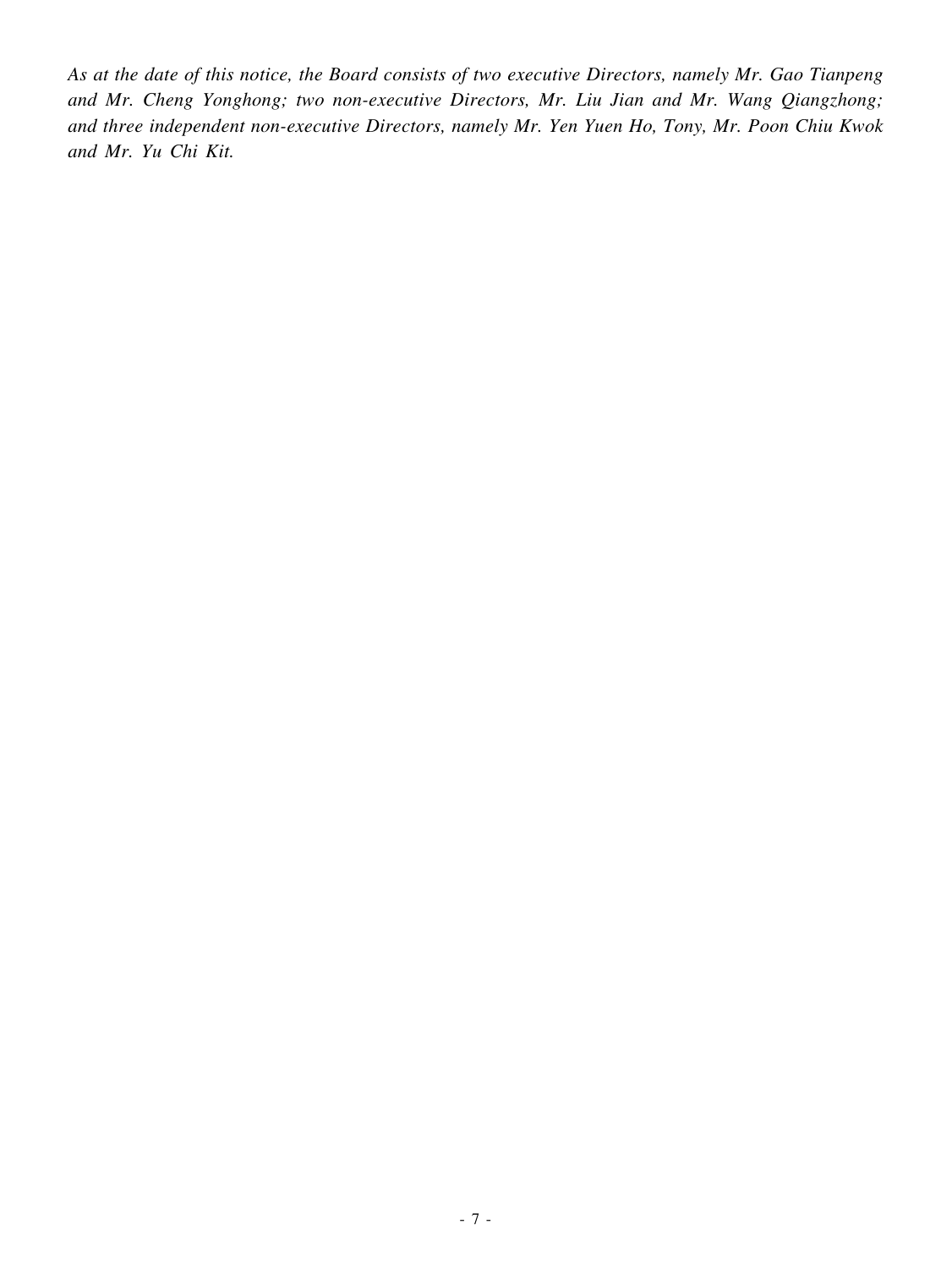*As at the date of this notice, the Board consists of two executive Directors, namely Mr. Gao Tianpeng and Mr. Cheng Yonghong; two non-executive Directors, Mr. Liu Jian and Mr. Wang Qiangzhong; and three independent non-executive Directors, namely Mr. Yen Yuen Ho, Tony, Mr. Poon Chiu Kwok and Mr. Yu Chi Kit.*